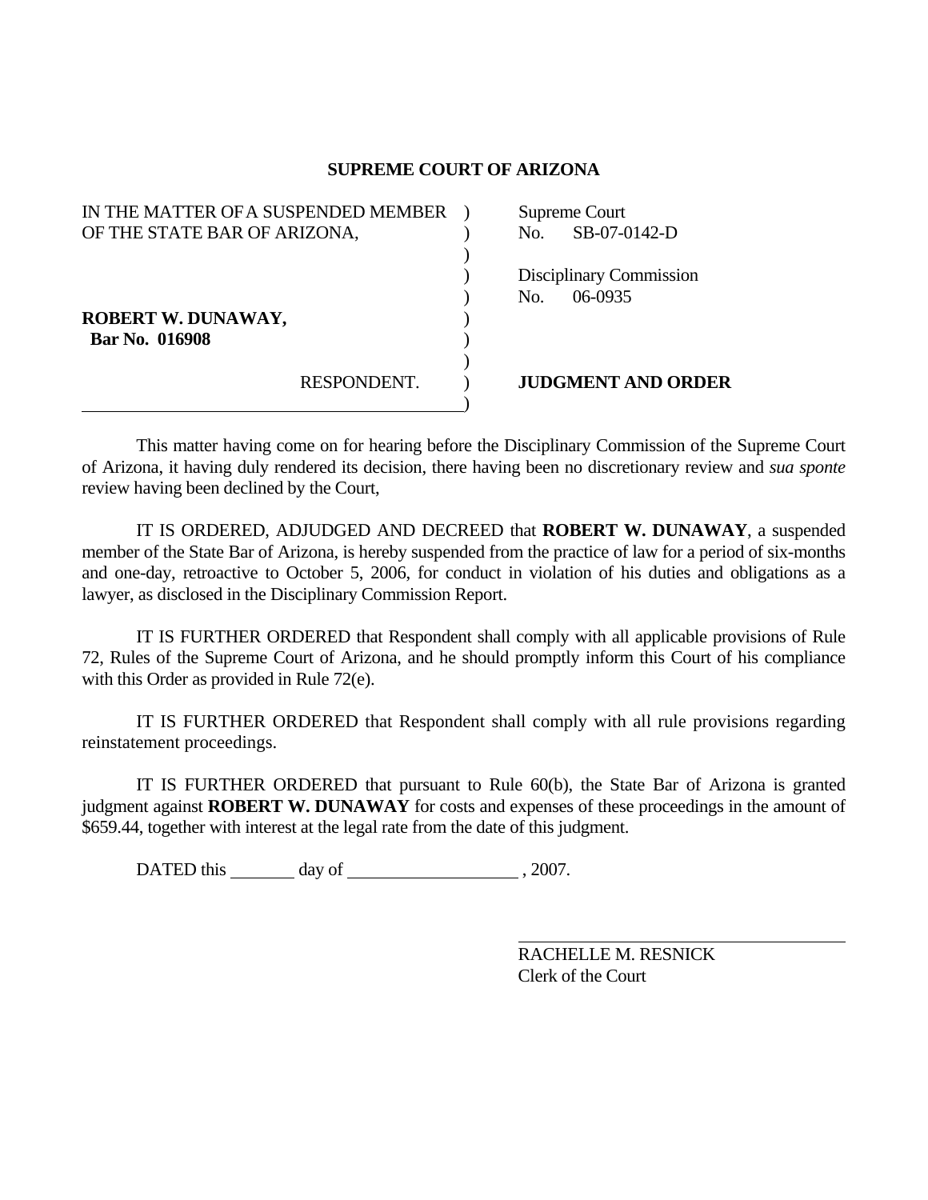**SUPREME COURT OF ARIZONA**

| | |
|---|---|
| IN THE MATTER OF A SUSPENDED MEMBER OF THE STATE BAR OF ARIZONA, | Supreme Court No. SB-07-0142-D |
| | Disciplinary Commission No. 06-0935 |
| **ROBERT W. DUNAWAY,** **Bar No. 016908** | |
| RESPONDENT. | **JUDGMENT AND ORDER** |

This matter having come on for hearing before the Disciplinary Commission of the Supreme Court of Arizona, it having duly rendered its decision, there having been no discretionary review and *sua sponte* review having been declined by the Court,

IT IS ORDERED, ADJUDGED AND DECREED that **ROBERT W. DUNAWAY**, a suspended member of the State Bar of Arizona, is hereby suspended from the practice of law for a period of six-months and one-day, retroactive to October 5, 2006, for conduct in violation of his duties and obligations as a lawyer, as disclosed in the Disciplinary Commission Report.

IT IS FURTHER ORDERED that Respondent shall comply with all applicable provisions of Rule 72, Rules of the Supreme Court of Arizona, and he should promptly inform this Court of his compliance with this Order as provided in Rule 72(e).

IT IS FURTHER ORDERED that Respondent shall comply with all rule provisions regarding reinstatement proceedings.

IT IS FURTHER ORDERED that pursuant to Rule 60(b), the State Bar of Arizona is granted judgment against **ROBERT W. DUNAWAY** for costs and expenses of these proceedings in the amount of $659.44, together with interest at the legal rate from the date of this judgment.

DATED this _______ day of ___________________ , 2007.

RACHELLE M. RESNICK
Clerk of the Court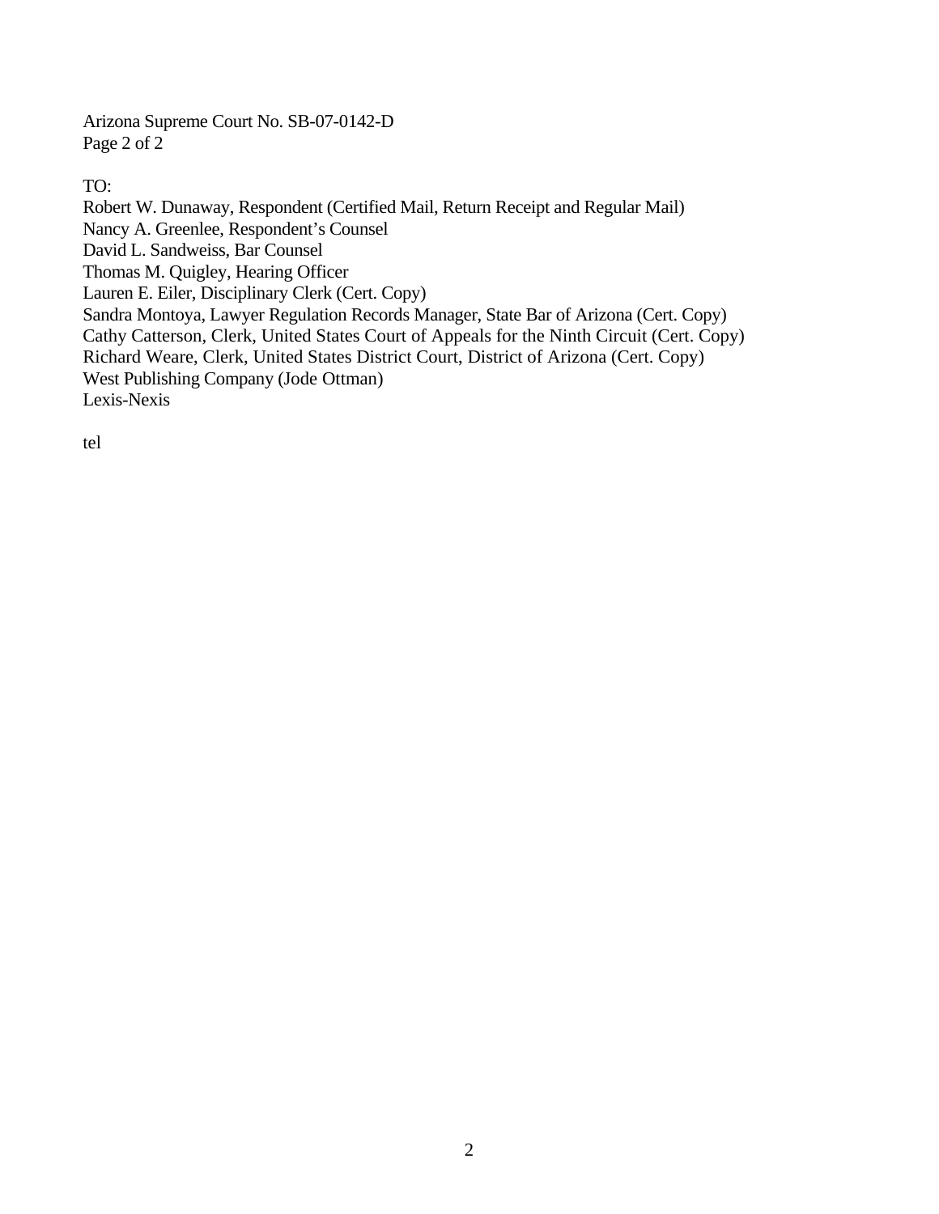TO:
Robert W. Dunaway, Respondent (Certified Mail, Return Receipt and Regular Mail)
Nancy A. Greenlee, Respondent's Counsel
David L. Sandweiss, Bar Counsel
Thomas M. Quigley, Hearing Officer
Lauren E. Eiler, Disciplinary Clerk (Cert. Copy)
Sandra Montoya, Lawyer Regulation Records Manager, State Bar of Arizona (Cert. Copy)
Cathy Catterson, Clerk, United States Court of Appeals for the Ninth Circuit (Cert. Copy)
Richard Weare, Clerk, United States District Court, District of Arizona (Cert. Copy)
West Publishing Company (Jode Ottman)
Lexis-Nexis

tel